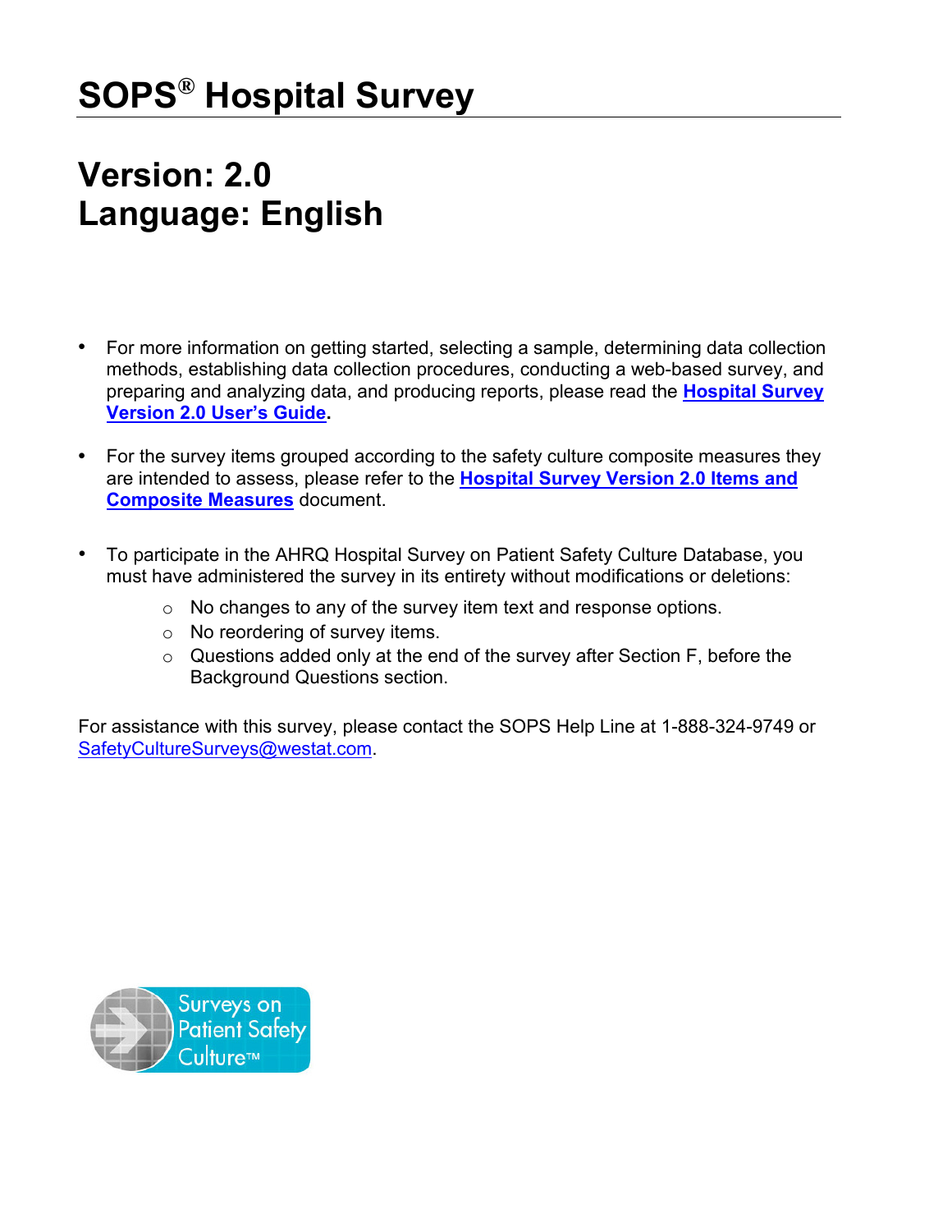# SOPS® Hospital Survey

## Version: 2.0
## Language: English

- For more information on getting started, selecting a sample, determining data collection methods, establishing data collection procedures, conducting a web-based survey, and preparing and analyzing data, and producing reports, please read the **Hospital Survey Version 2.0 User's Guide**.

- For the survey items grouped according to the safety culture composite measures they are intended to assess, please refer to the **Hospital Survey Version 2.0 Items and Composite Measures** document.

- To participate in the AHRQ Hospital Survey on Patient Safety Culture Database, you must have administered the survey in its entirety without modifications or deletions:
  - No changes to any of the survey item text and response options.
  - No reordering of survey items.
  - Questions added only at the end of the survey after Section F, before the Background Questions section.

For assistance with this survey, please contact the SOPS Help Line at 1-888-324-9749 or SafetyCultureSurveys@westat.com.

Surveys on Patient Safety Culture™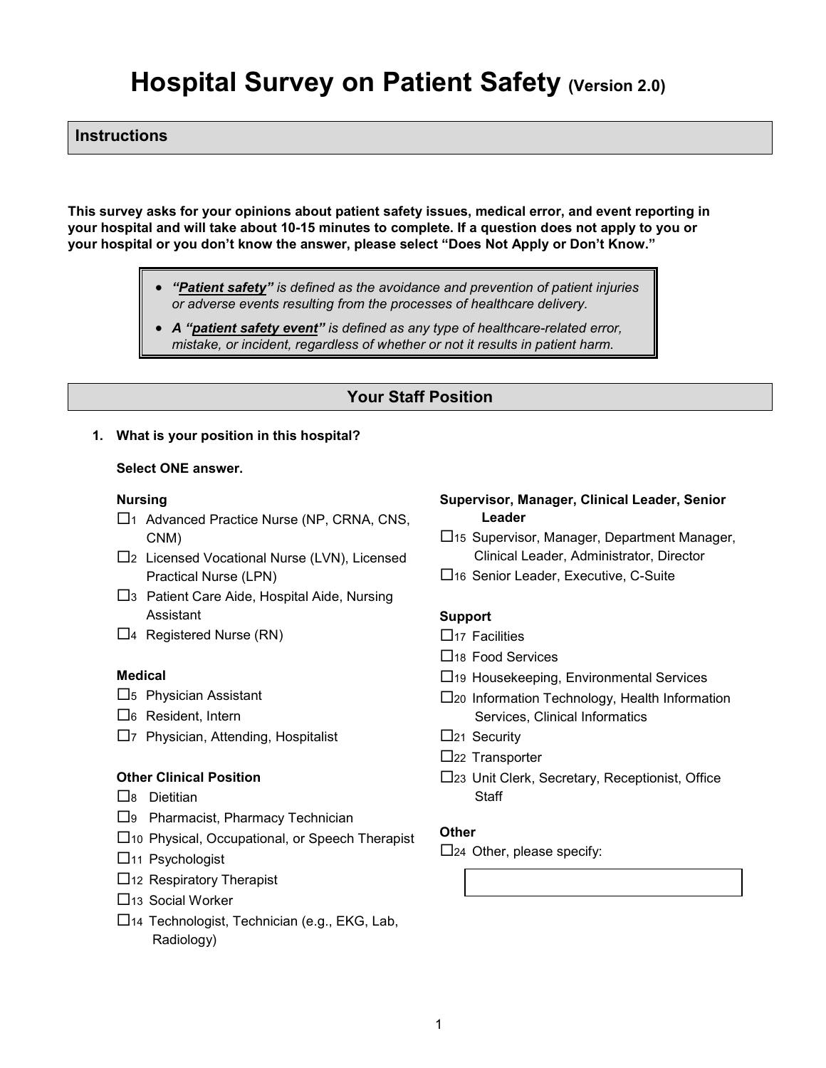# Hospital Survey on Patient Safety (Version 2.0)

## Instructions

**This survey asks for your opinions about patient safety issues, medical error, and event reporting in your hospital and will take about 10-15 minutes to complete. If a question does not apply to you or your hospital or you don't know the answer, please select "Does Not Apply or Don't Know."**

> - ***"Patient safety"*** *is defined as the avoidance and prevention of patient injuries or adverse events resulting from the processes of healthcare delivery.*
> - ***A "patient safety event"*** *is defined as any type of healthcare-related error, mistake, or incident, regardless of whether or not it results in patient harm.*

## Your Staff Position

**1. What is your position in this hospital?**

**Select ONE answer.**

**Nursing**

- ☐1 Advanced Practice Nurse (NP, CRNA, CNS, CNM)
- ☐2 Licensed Vocational Nurse (LVN), Licensed Practical Nurse (LPN)
- ☐3 Patient Care Aide, Hospital Aide, Nursing Assistant
- ☐4 Registered Nurse (RN)

**Medical**

- ☐5 Physician Assistant
- ☐6 Resident, Intern
- ☐7 Physician, Attending, Hospitalist

**Other Clinical Position**

- ☐8 Dietitian
- ☐9 Pharmacist, Pharmacy Technician
- ☐10 Physical, Occupational, or Speech Therapist
- ☐11 Psychologist
- ☐12 Respiratory Therapist
- ☐13 Social Worker
- ☐14 Technologist, Technician (e.g., EKG, Lab, Radiology)

**Supervisor, Manager, Clinical Leader, Senior Leader**

- ☐15 Supervisor, Manager, Department Manager, Clinical Leader, Administrator, Director
- ☐16 Senior Leader, Executive, C-Suite

**Support**

- ☐17 Facilities
- ☐18 Food Services
- ☐19 Housekeeping, Environmental Services
- ☐20 Information Technology, Health Information Services, Clinical Informatics
- ☐21 Security
- ☐22 Transporter
- ☐23 Unit Clerk, Secretary, Receptionist, Office Staff

**Other**

- ☐24 Other, please specify: ____________________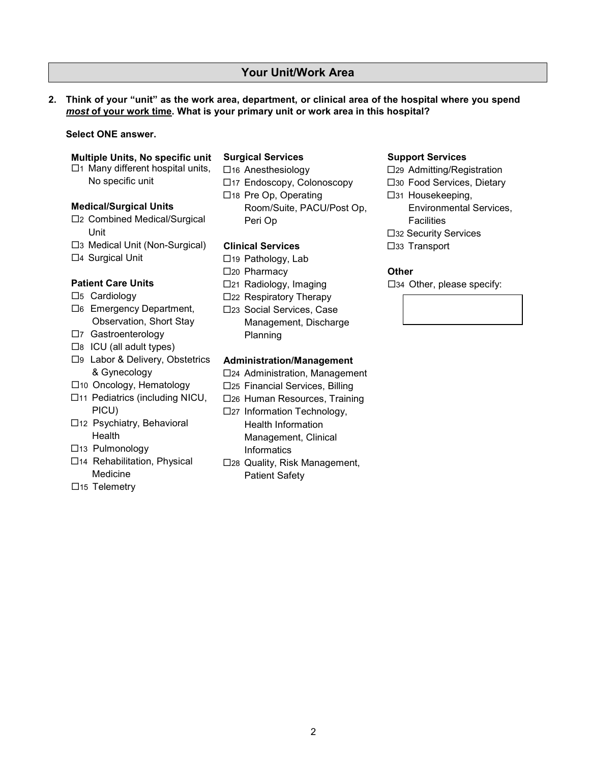## Your Unit/Work Area

**2. Think of your "unit" as the work area, department, or clinical area of the hospital where you spend *most* of your work time. What is your primary unit or work area in this hospital?**

**Select ONE answer.**

**Multiple Units, No specific unit**

- ☐1 Many different hospital units, No specific unit

**Medical/Surgical Units**

- ☐2 Combined Medical/Surgical Unit
- ☐3 Medical Unit (Non-Surgical)
- ☐4 Surgical Unit

**Patient Care Units**

- ☐5 Cardiology
- ☐6 Emergency Department, Observation, Short Stay
- ☐7 Gastroenterology
- ☐8 ICU (all adult types)
- ☐9 Labor & Delivery, Obstetrics & Gynecology
- ☐10 Oncology, Hematology
- ☐11 Pediatrics (including NICU, PICU)
- ☐12 Psychiatry, Behavioral Health
- ☐13 Pulmonology
- ☐14 Rehabilitation, Physical Medicine
- ☐15 Telemetry

**Surgical Services**

- ☐16 Anesthesiology
- ☐17 Endoscopy, Colonoscopy
- ☐18 Pre Op, Operating Room/Suite, PACU/Post Op, Peri Op

**Clinical Services**

- ☐19 Pathology, Lab
- ☐20 Pharmacy
- ☐21 Radiology, Imaging
- ☐22 Respiratory Therapy
- ☐23 Social Services, Case Management, Discharge Planning

**Administration/Management**

- ☐24 Administration, Management
- ☐25 Financial Services, Billing
- ☐26 Human Resources, Training
- ☐27 Information Technology, Health Information Management, Clinical Informatics
- ☐28 Quality, Risk Management, Patient Safety

**Support Services**

- ☐29 Admitting/Registration
- ☐30 Food Services, Dietary
- ☐31 Housekeeping, Environmental Services, Facilities
- ☐32 Security Services
- ☐33 Transport

**Other**

- ☐34 Other, please specify: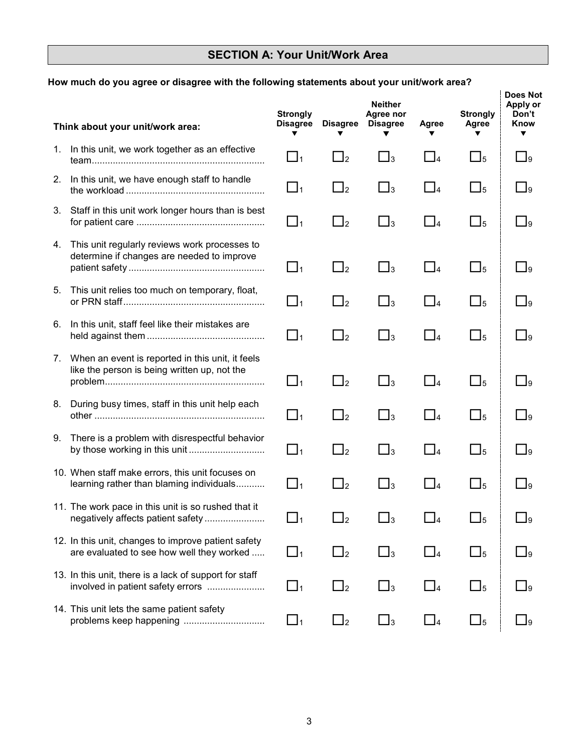## SECTION A: Your Unit/Work Area

**How much do you agree or disagree with the following statements about your unit/work area?**

| Think about your unit/work area: | Strongly Disagree ▼ | Disagree ▼ | Neither Agree nor Disagree ▼ | Agree ▼ | Strongly Agree ▼ | Does Not Apply or Don't Know ▼ |
|---|---|---|---|---|---|---|
| 1. In this unit, we work together as an effective team | ☐1 | ☐2 | ☐3 | ☐4 | ☐5 | ☐9 |
| 2. In this unit, we have enough staff to handle the workload | ☐1 | ☐2 | ☐3 | ☐4 | ☐5 | ☐9 |
| 3. Staff in this unit work longer hours than is best for patient care | ☐1 | ☐2 | ☐3 | ☐4 | ☐5 | ☐9 |
| 4. This unit regularly reviews work processes to determine if changes are needed to improve patient safety | ☐1 | ☐2 | ☐3 | ☐4 | ☐5 | ☐9 |
| 5. This unit relies too much on temporary, float, or PRN staff | ☐1 | ☐2 | ☐3 | ☐4 | ☐5 | ☐9 |
| 6. In this unit, staff feel like their mistakes are held against them | ☐1 | ☐2 | ☐3 | ☐4 | ☐5 | ☐9 |
| 7. When an event is reported in this unit, it feels like the person is being written up, not the problem | ☐1 | ☐2 | ☐3 | ☐4 | ☐5 | ☐9 |
| 8. During busy times, staff in this unit help each other | ☐1 | ☐2 | ☐3 | ☐4 | ☐5 | ☐9 |
| 9. There is a problem with disrespectful behavior by those working in this unit | ☐1 | ☐2 | ☐3 | ☐4 | ☐5 | ☐9 |
| 10. When staff make errors, this unit focuses on learning rather than blaming individuals | ☐1 | ☐2 | ☐3 | ☐4 | ☐5 | ☐9 |
| 11. The work pace in this unit is so rushed that it negatively affects patient safety | ☐1 | ☐2 | ☐3 | ☐4 | ☐5 | ☐9 |
| 12. In this unit, changes to improve patient safety are evaluated to see how well they worked | ☐1 | ☐2 | ☐3 | ☐4 | ☐5 | ☐9 |
| 13. In this unit, there is a lack of support for staff involved in patient safety errors | ☐1 | ☐2 | ☐3 | ☐4 | ☐5 | ☐9 |
| 14. This unit lets the same patient safety problems keep happening | ☐1 | ☐2 | ☐3 | ☐4 | ☐5 | ☐9 |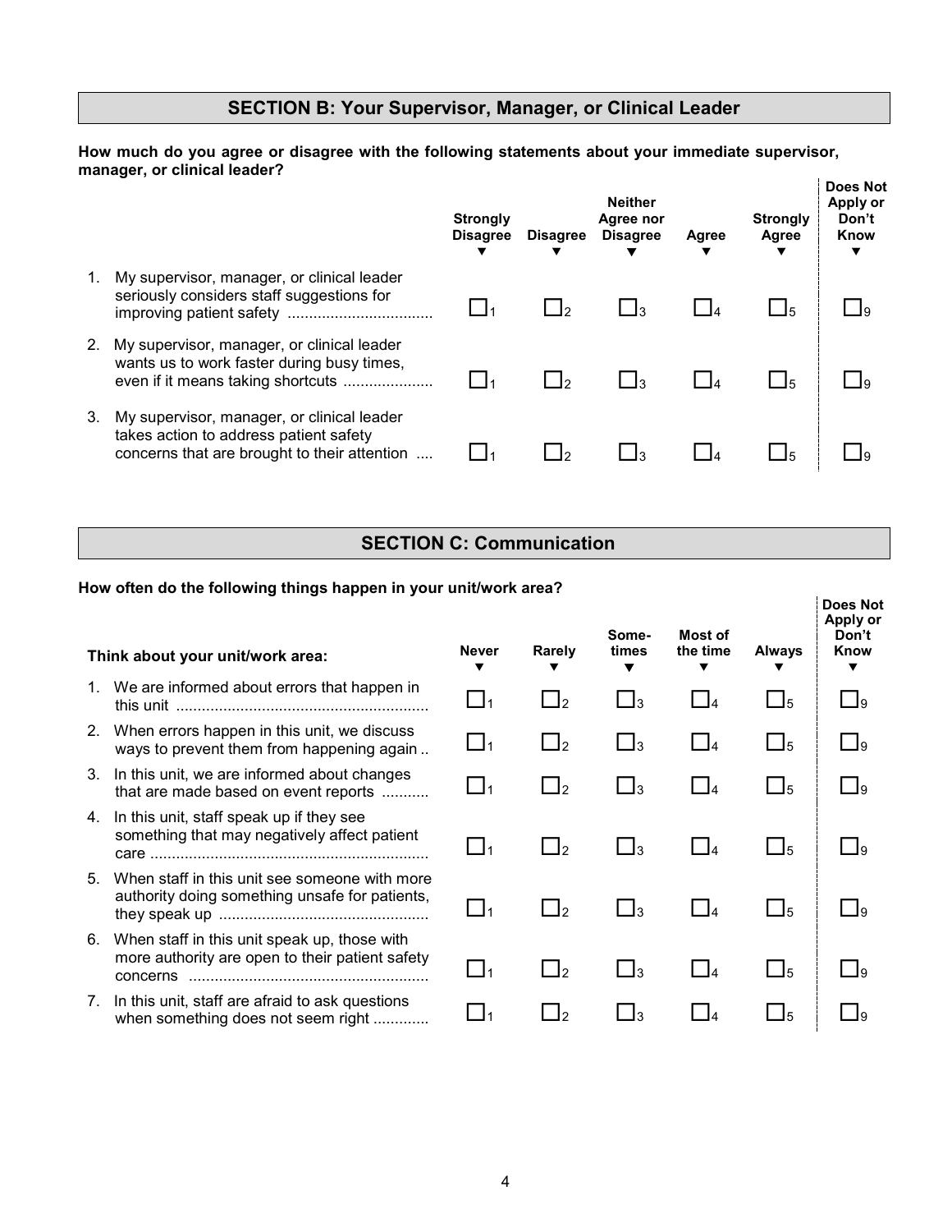## SECTION B: Your Supervisor, Manager, or Clinical Leader

**How much do you agree or disagree with the following statements about your immediate supervisor, manager, or clinical leader?**

| | Strongly Disagree ▼ | Disagree ▼ | Neither Agree nor Disagree ▼ | Agree ▼ | Strongly Agree ▼ | Does Not Apply or Don't Know ▼ |
|---|---|---|---|---|---|---|
| 1. My supervisor, manager, or clinical leader seriously considers staff suggestions for improving patient safety | ☐1 | ☐2 | ☐3 | ☐4 | ☐5 | ☐9 |
| 2. My supervisor, manager, or clinical leader wants us to work faster during busy times, even if it means taking shortcuts | ☐1 | ☐2 | ☐3 | ☐4 | ☐5 | ☐9 |
| 3. My supervisor, manager, or clinical leader takes action to address patient safety concerns that are brought to their attention | ☐1 | ☐2 | ☐3 | ☐4 | ☐5 | ☐9 |

## SECTION C: Communication

**How often do the following things happen in your unit/work area?**

| **Think about your unit/work area:** | Never ▼ | Rarely ▼ | Some-times ▼ | Most of the time ▼ | Always ▼ | Does Not Apply or Don't Know ▼ |
|---|---|---|---|---|---|---|
| 1. We are informed about errors that happen in this unit | ☐1 | ☐2 | ☐3 | ☐4 | ☐5 | ☐9 |
| 2. When errors happen in this unit, we discuss ways to prevent them from happening again | ☐1 | ☐2 | ☐3 | ☐4 | ☐5 | ☐9 |
| 3. In this unit, we are informed about changes that are made based on event reports | ☐1 | ☐2 | ☐3 | ☐4 | ☐5 | ☐9 |
| 4. In this unit, staff speak up if they see something that may negatively affect patient care | ☐1 | ☐2 | ☐3 | ☐4 | ☐5 | ☐9 |
| 5. When staff in this unit see someone with more authority doing something unsafe for patients, they speak up | ☐1 | ☐2 | ☐3 | ☐4 | ☐5 | ☐9 |
| 6. When staff in this unit speak up, those with more authority are open to their patient safety concerns | ☐1 | ☐2 | ☐3 | ☐4 | ☐5 | ☐9 |
| 7. In this unit, staff are afraid to ask questions when something does not seem right | ☐1 | ☐2 | ☐3 | ☐4 | ☐5 | ☐9 |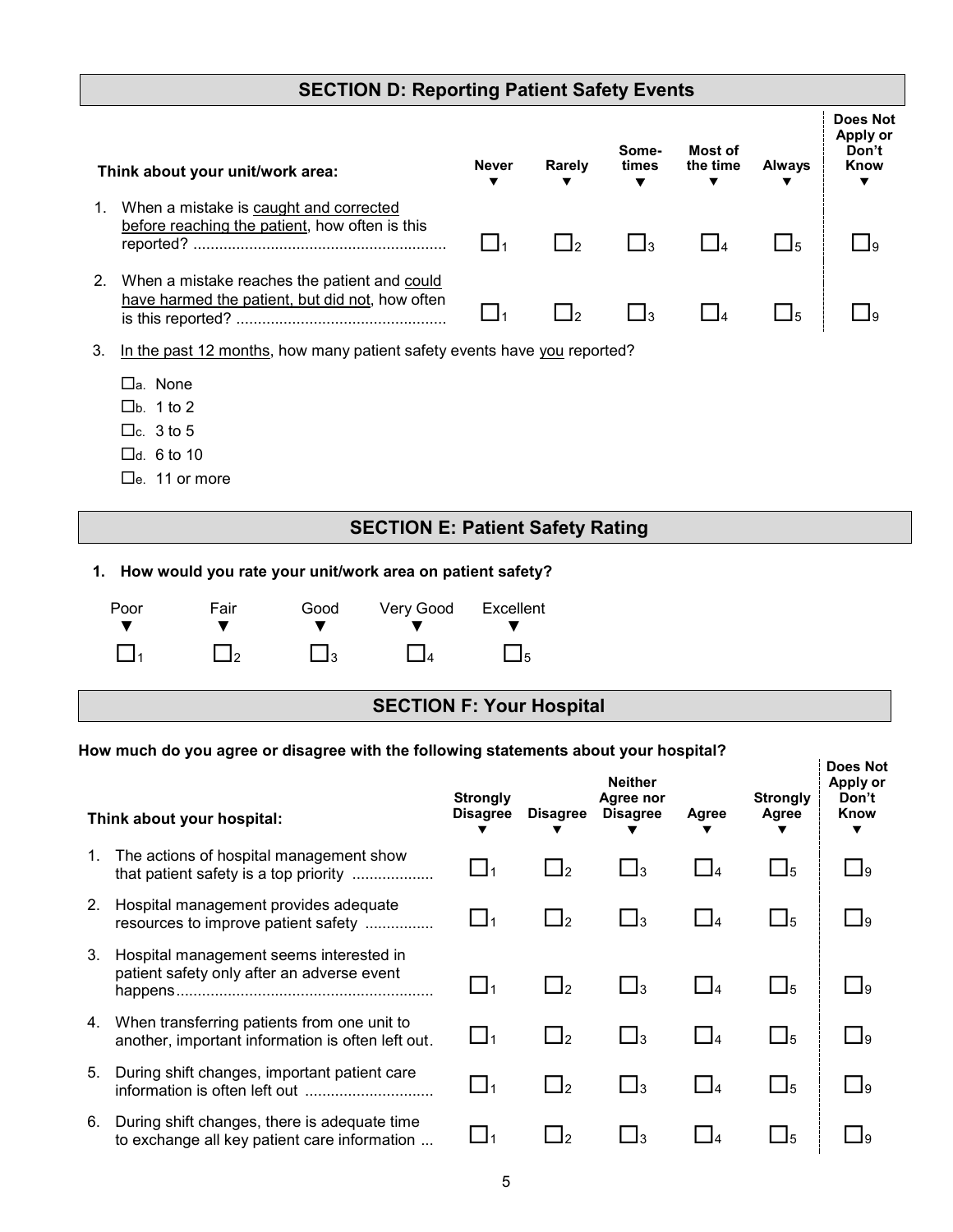## SECTION D: Reporting Patient Safety Events

| Think about your unit/work area: | Never | Rarely | Some-times | Most of the time | Always | Does Not Apply or Don't Know |
|---|---|---|---|---|---|---|
| 1. When a mistake is caught and corrected before reaching the patient, how often is this reported? | ☐1 | ☐2 | ☐3 | ☐4 | ☐5 | ☐9 |
| 2. When a mistake reaches the patient and could have harmed the patient, but did not, how often is this reported? | ☐1 | ☐2 | ☐3 | ☐4 | ☐5 | ☐9 |

3. In the past 12 months, how many patient safety events have you reported?

- ☐a. None
- ☐b. 1 to 2
- ☐c. 3 to 5
- ☐d. 6 to 10
- ☐e. 11 or more

## SECTION E: Patient Safety Rating

**1. How would you rate your unit/work area on patient safety?**

| Poor | Fair | Good | Very Good | Excellent |
|---|---|---|---|---|
| ☐1 | ☐2 | ☐3 | ☐4 | ☐5 |

## SECTION F: Your Hospital

**How much do you agree or disagree with the following statements about your hospital?**

| Think about your hospital: | Strongly Disagree | Disagree | Neither Agree nor Disagree | Agree | Strongly Agree | Does Not Apply or Don't Know |
|---|---|---|---|---|---|---|
| 1. The actions of hospital management show that patient safety is a top priority | ☐1 | ☐2 | ☐3 | ☐4 | ☐5 | ☐9 |
| 2. Hospital management provides adequate resources to improve patient safety | ☐1 | ☐2 | ☐3 | ☐4 | ☐5 | ☐9 |
| 3. Hospital management seems interested in patient safety only after an adverse event happens | ☐1 | ☐2 | ☐3 | ☐4 | ☐5 | ☐9 |
| 4. When transferring patients from one unit to another, important information is often left out | ☐1 | ☐2 | ☐3 | ☐4 | ☐5 | ☐9 |
| 5. During shift changes, important patient care information is often left out | ☐1 | ☐2 | ☐3 | ☐4 | ☐5 | ☐9 |
| 6. During shift changes, there is adequate time to exchange all key patient care information | ☐1 | ☐2 | ☐3 | ☐4 | ☐5 | ☐9 |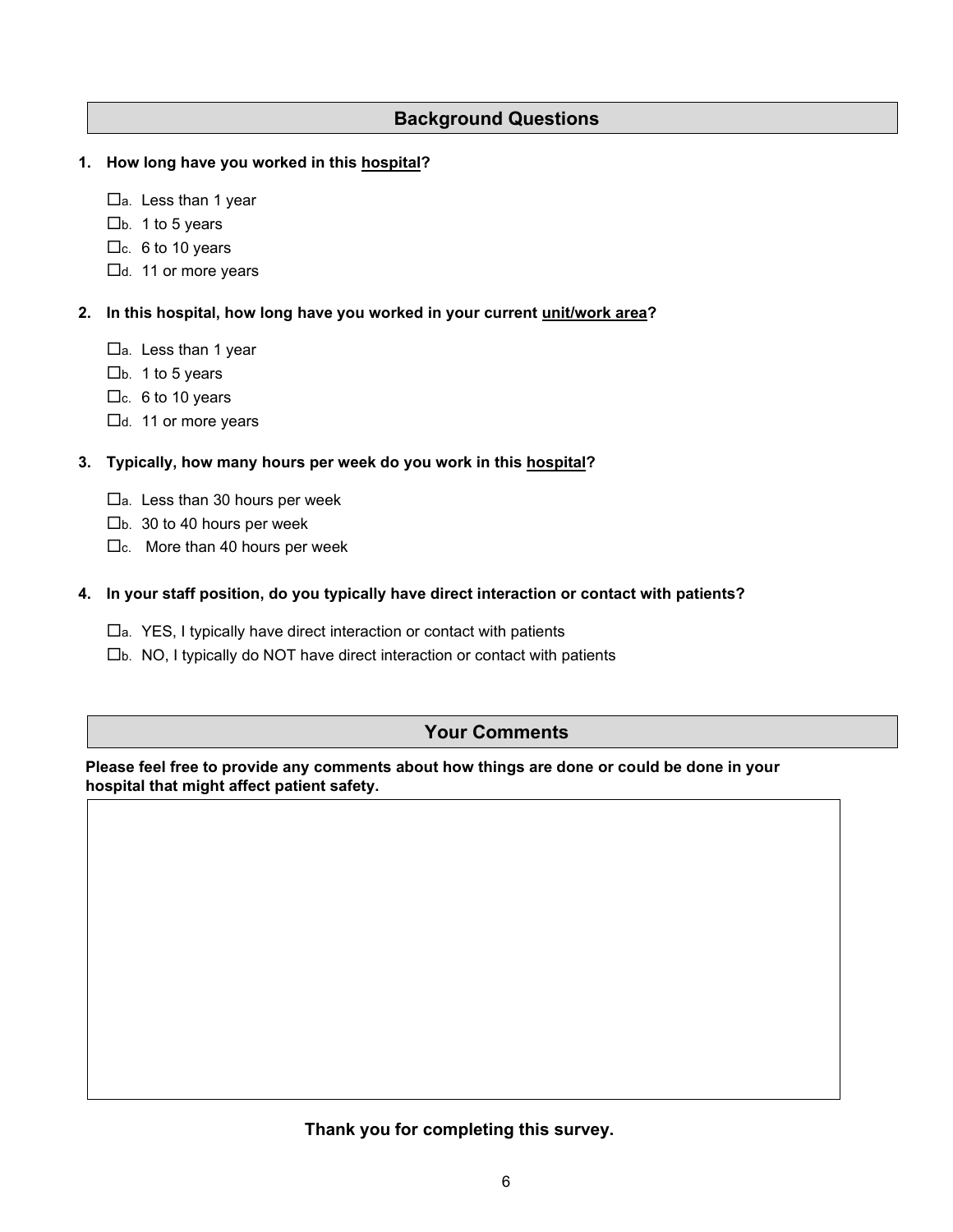## Background Questions

**1. How long have you worked in this <u>hospital</u>?**

☐a. Less than 1 year
☐b. 1 to 5 years
☐c. 6 to 10 years
☐d. 11 or more years

**2. In this hospital, how long have you worked in your current <u>unit/work area</u>?**

☐a. Less than 1 year
☐b. 1 to 5 years
☐c. 6 to 10 years
☐d. 11 or more years

**3. Typically, how many hours per week do you work in this <u>hospital</u>?**

☐a. Less than 30 hours per week
☐b. 30 to 40 hours per week
☐c. More than 40 hours per week

**4. In your staff position, do you typically have direct interaction or contact with patients?**

☐a. YES, I typically have direct interaction or contact with patients
☐b. NO, I typically do NOT have direct interaction or contact with patients

## Your Comments

**Please feel free to provide any comments about how things are done or could be done in your hospital that might affect patient safety.**

**Thank you for completing this survey.**